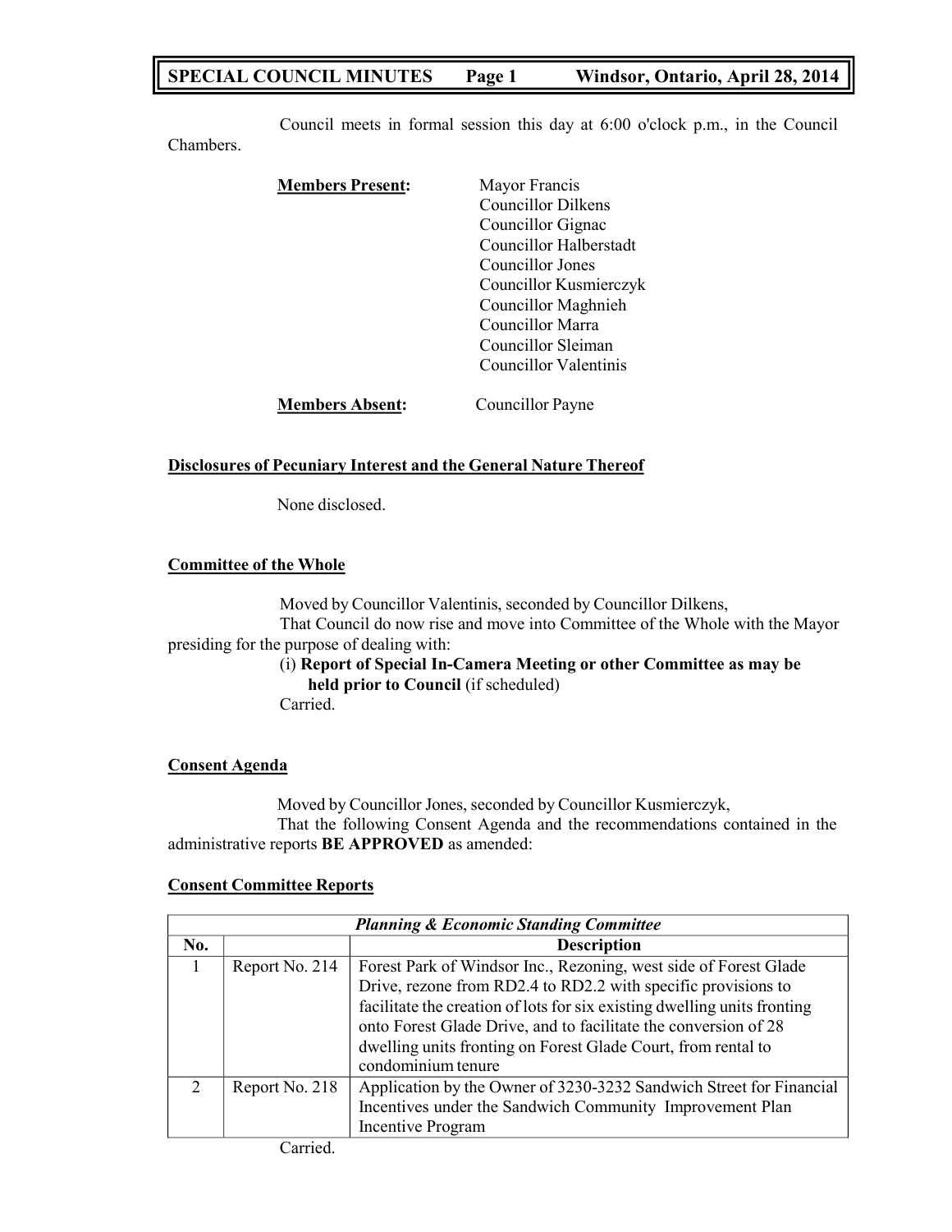Council meets in formal session this day at 6:00 o'clock p.m., in the Council Chambers.

**Members Present:**
Mayor Francis
Councillor Dilkens
Councillor Gignac
Councillor Halberstadt
Councillor Jones
Councillor Kusmierczyk
Councillor Maghnieh
Councillor Marra
Councillor Sleiman
Councillor Valentinis

**Members Absent:** Councillor Payne

## Disclosures of Pecuniary Interest and the General Nature Thereof

None disclosed.

## Committee of the Whole

Moved by Councillor Valentinis, seconded by Councillor Dilkens,
That Council do now rise and move into Committee of the Whole with the Mayor presiding for the purpose of dealing with:

(i) **Report of Special In-Camera Meeting or other Committee as may be held prior to Council** (if scheduled)

Carried.

## Consent Agenda

Moved by Councillor Jones, seconded by Councillor Kusmierczyk,
That the following Consent Agenda and the recommendations contained in the administrative reports **BE APPROVED** as amended:

## Consent Committee Reports

| *Planning & Economic Standing Committee* | | |
|---|---|---|
| **No.** | | **Description** |
| 1 | Report No. 214 | Forest Park of Windsor Inc., Rezoning, west side of Forest Glade Drive, rezone from RD2.4 to RD2.2 with specific provisions to facilitate the creation of lots for six existing dwelling units fronting onto Forest Glade Drive, and to facilitate the conversion of 28 dwelling units fronting on Forest Glade Court, from rental to condominium tenure |
| 2 | Report No. 218 | Application by the Owner of 3230-3232 Sandwich Street for Financial Incentives under the Sandwich Community Improvement Plan Incentive Program |

Carried.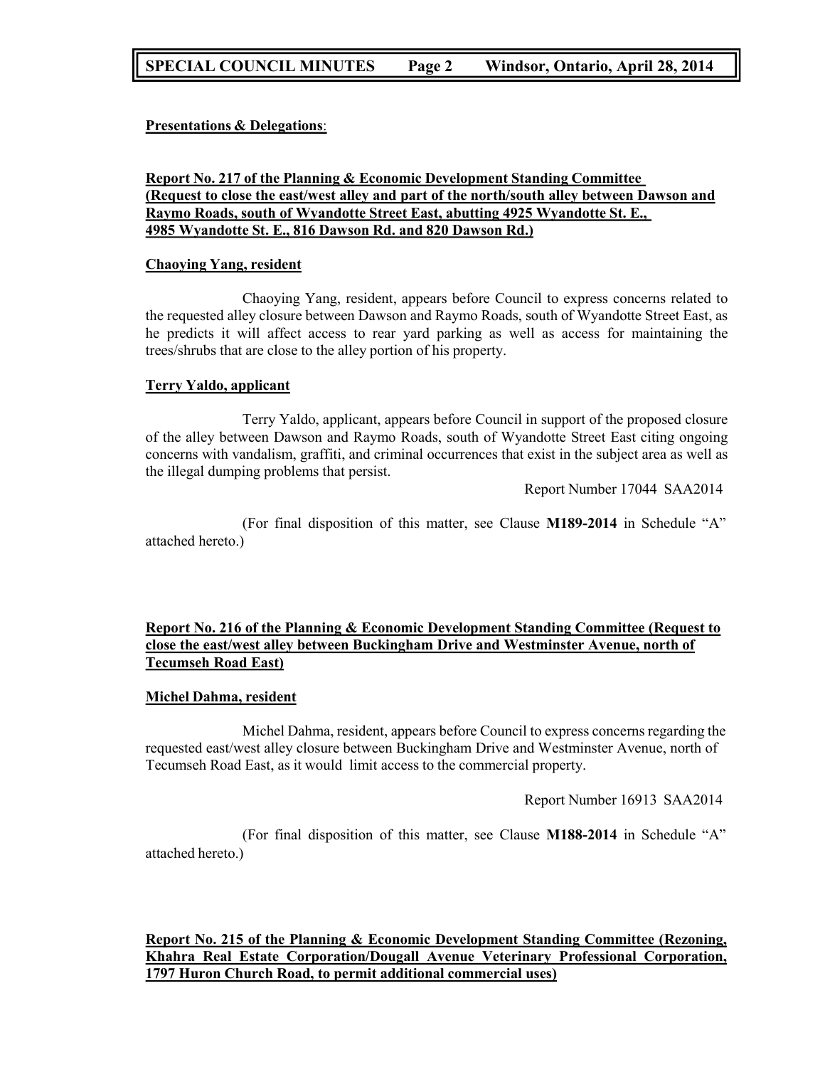**Presentations & Delegations**:

**Report No. 217 of the Planning & Economic Development Standing Committee (Request to close the east/west alley and part of the north/south alley between Dawson and Raymo Roads, south of Wyandotte Street East, abutting 4925 Wyandotte St. E., 4985 Wyandotte St. E., 816 Dawson Rd. and 820 Dawson Rd.)**

**Chaoying Yang, resident**

Chaoying Yang, resident, appears before Council to express concerns related to the requested alley closure between Dawson and Raymo Roads, south of Wyandotte Street East, as he predicts it will affect access to rear yard parking as well as access for maintaining the trees/shrubs that are close to the alley portion of his property.

**Terry Yaldo, applicant**

Terry Yaldo, applicant, appears before Council in support of the proposed closure of the alley between Dawson and Raymo Roads, south of Wyandotte Street East citing ongoing concerns with vandalism, graffiti, and criminal occurrences that exist in the subject area as well as the illegal dumping problems that persist.

Report Number 17044 SAA2014

(For final disposition of this matter, see Clause **M189-2014** in Schedule "A" attached hereto.)

**Report No. 216 of the Planning & Economic Development Standing Committee (Request to close the east/west alley between Buckingham Drive and Westminster Avenue, north of Tecumseh Road East)**

**Michel Dahma, resident**

Michel Dahma, resident, appears before Council to express concerns regarding the requested east/west alley closure between Buckingham Drive and Westminster Avenue, north of Tecumseh Road East, as it would limit access to the commercial property.

Report Number 16913 SAA2014

(For final disposition of this matter, see Clause **M188-2014** in Schedule "A" attached hereto.)

**Report No. 215 of the Planning & Economic Development Standing Committee (Rezoning, Khahra Real Estate Corporation/Dougall Avenue Veterinary Professional Corporation, 1797 Huron Church Road, to permit additional commercial uses)**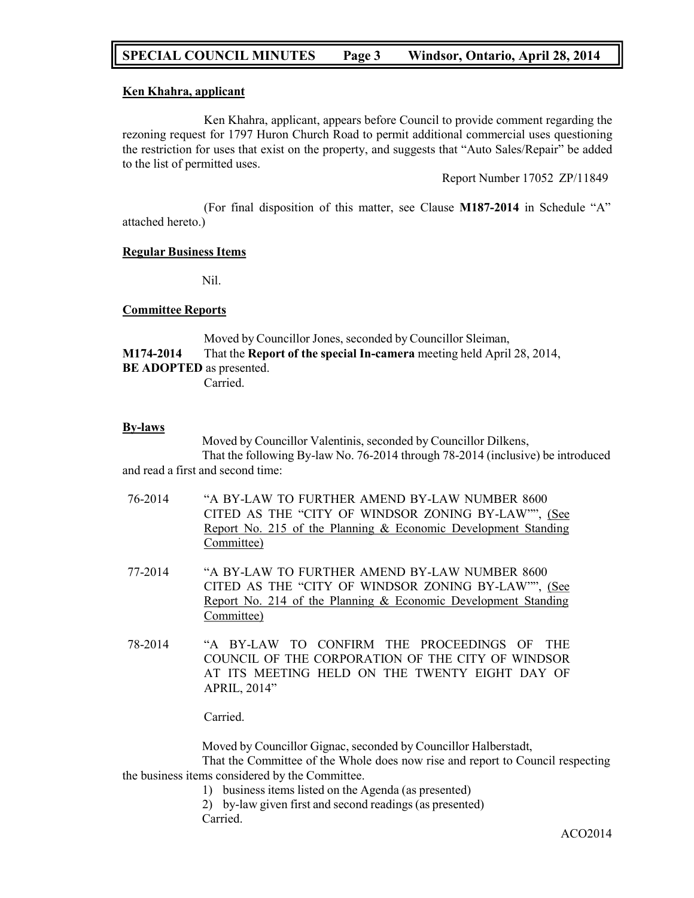**Ken Khahra, applicant**

Ken Khahra, applicant, appears before Council to provide comment regarding the rezoning request for 1797 Huron Church Road to permit additional commercial uses questioning the restriction for uses that exist on the property, and suggests that "Auto Sales/Repair" be added to the list of permitted uses.

Report Number 17052 ZP/11849

(For final disposition of this matter, see Clause **M187-2014** in Schedule "A" attached hereto.)

**Regular Business Items**

Nil.

**Committee Reports**

Moved by Councillor Jones, seconded by Councillor Sleiman,

**M174-2014** That the **Report of the special In-camera** meeting held April 28, 2014, **BE ADOPTED** as presented.

Carried.

**By-laws**

Moved by Councillor Valentinis, seconded by Councillor Dilkens,

That the following By-law No. 76-2014 through 78-2014 (inclusive) be introduced and read a first and second time:

76-2014 "A BY-LAW TO FURTHER AMEND BY-LAW NUMBER 8600 CITED AS THE "CITY OF WINDSOR ZONING BY-LAW"", (See Report No. 215 of the Planning & Economic Development Standing Committee)

77-2014 "A BY-LAW TO FURTHER AMEND BY-LAW NUMBER 8600 CITED AS THE "CITY OF WINDSOR ZONING BY-LAW"", (See Report No. 214 of the Planning & Economic Development Standing Committee)

78-2014 "A BY-LAW TO CONFIRM THE PROCEEDINGS OF THE COUNCIL OF THE CORPORATION OF THE CITY OF WINDSOR AT ITS MEETING HELD ON THE TWENTY EIGHT DAY OF APRIL, 2014"

Carried.

Moved by Councillor Gignac, seconded by Councillor Halberstadt,

That the Committee of the Whole does now rise and report to Council respecting the business items considered by the Committee.

1) business items listed on the Agenda (as presented)
2) by-law given first and second readings (as presented)

Carried.

ACO2014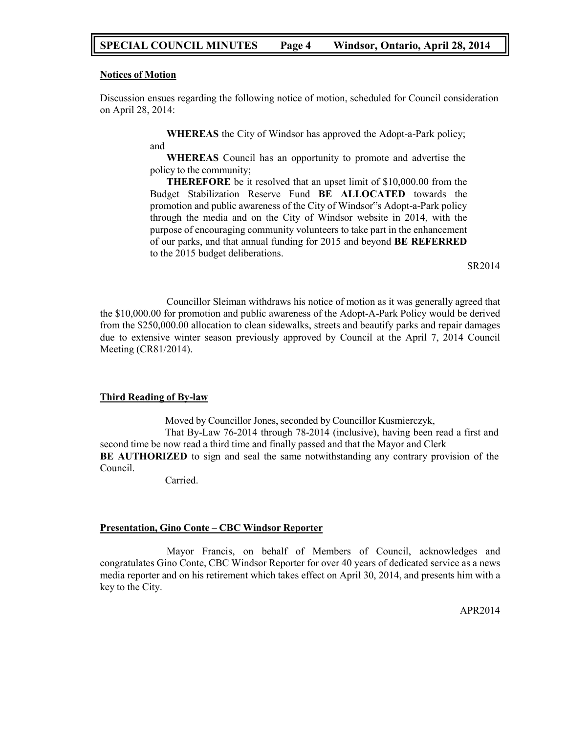**Notices of Motion**

Discussion ensues regarding the following notice of motion, scheduled for Council consideration on April 28, 2014:

> **WHEREAS** the City of Windsor has approved the Adopt-a-Park policy; and
>
> **WHEREAS** Council has an opportunity to promote and advertise the policy to the community;
>
> **THEREFORE** be it resolved that an upset limit of $10,000.00 from the Budget Stabilization Reserve Fund **BE ALLOCATED** towards the promotion and public awareness of the City of Windsor‟s Adopt-a-Park policy through the media and on the City of Windsor website in 2014, with the purpose of encouraging community volunteers to take part in the enhancement of our parks, and that annual funding for 2015 and beyond **BE REFERRED** to the 2015 budget deliberations.

SR2014

Councillor Sleiman withdraws his notice of motion as it was generally agreed that the $10,000.00 for promotion and public awareness of the Adopt-A-Park Policy would be derived from the $250,000.00 allocation to clean sidewalks, streets and beautify parks and repair damages due to extensive winter season previously approved by Council at the April 7, 2014 Council Meeting (CR81/2014).

**Third Reading of By-law**

Moved by Councillor Jones, seconded by Councillor Kusmierczyk,

That By-Law 76-2014 through 78-2014 (inclusive), having been read a first and second time be now read a third time and finally passed and that the Mayor and Clerk **BE AUTHORIZED** to sign and seal the same notwithstanding any contrary provision of the Council.

Carried.

**Presentation, Gino Conte – CBC Windsor Reporter**

Mayor Francis, on behalf of Members of Council, acknowledges and congratulates Gino Conte, CBC Windsor Reporter for over 40 years of dedicated service as a news media reporter and on his retirement which takes effect on April 30, 2014, and presents him with a key to the City.

APR2014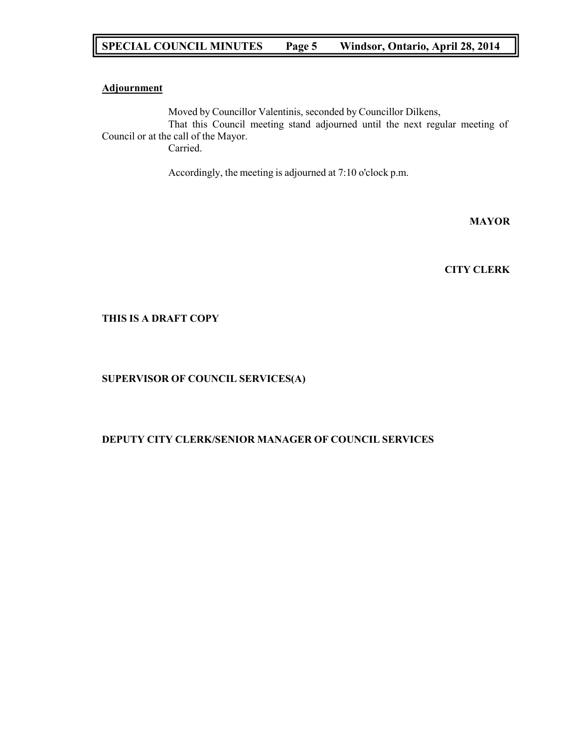**Adjournment**

Moved by Councillor Valentinis, seconded by Councillor Dilkens,

That this Council meeting stand adjourned until the next regular meeting of Council or at the call of the Mayor.

Carried.

Accordingly, the meeting is adjourned at 7:10 o'clock p.m.

**MAYOR**

**CITY CLERK**

**THIS IS A DRAFT COPY**

**SUPERVISOR OF COUNCIL SERVICES(A)**

**DEPUTY CITY CLERK/SENIOR MANAGER OF COUNCIL SERVICES**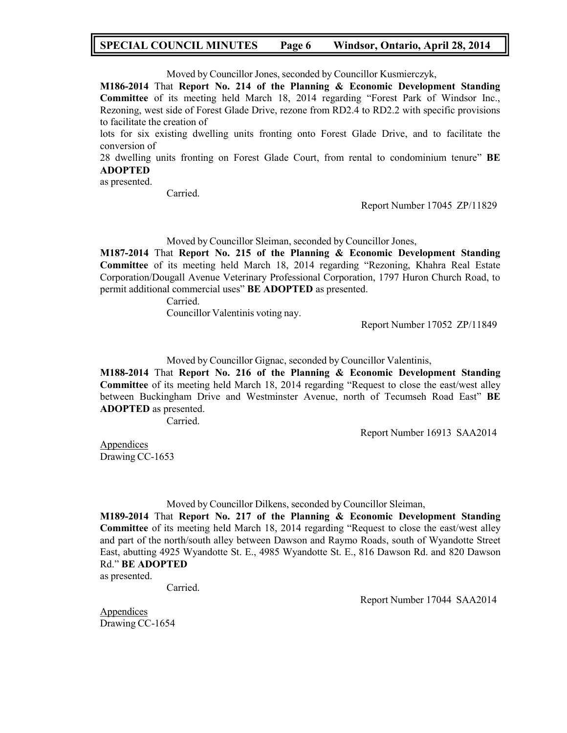Moved by Councillor Jones, seconded by Councillor Kusmierczyk,

**M186-2014** That **Report No. 214 of the Planning & Economic Development Standing Committee** of its meeting held March 18, 2014 regarding "Forest Park of Windsor Inc., Rezoning, west side of Forest Glade Drive, rezone from RD2.4 to RD2.2 with specific provisions to facilitate the creation of lots for six existing dwelling units fronting onto Forest Glade Drive, and to facilitate the conversion of 28 dwelling units fronting on Forest Glade Court, from rental to condominium tenure" **BE ADOPTED** as presented.

Carried.

Report Number 17045 ZP/11829

Moved by Councillor Sleiman, seconded by Councillor Jones,

**M187-2014** That **Report No. 215 of the Planning & Economic Development Standing Committee** of its meeting held March 18, 2014 regarding "Rezoning, Khahra Real Estate Corporation/Dougall Avenue Veterinary Professional Corporation, 1797 Huron Church Road, to permit additional commercial uses" **BE ADOPTED** as presented.

Carried.

Councillor Valentinis voting nay.

Report Number 17052 ZP/11849

Moved by Councillor Gignac, seconded by Councillor Valentinis,

**M188-2014** That **Report No. 216 of the Planning & Economic Development Standing Committee** of its meeting held March 18, 2014 regarding "Request to close the east/west alley between Buckingham Drive and Westminster Avenue, north of Tecumseh Road East" **BE ADOPTED** as presented.

Carried.

Report Number 16913 SAA2014

Appendices

Drawing CC-1653

Moved by Councillor Dilkens, seconded by Councillor Sleiman,

**M189-2014** That **Report No. 217 of the Planning & Economic Development Standing Committee** of its meeting held March 18, 2014 regarding "Request to close the east/west alley and part of the north/south alley between Dawson and Raymo Roads, south of Wyandotte Street East, abutting 4925 Wyandotte St. E., 4985 Wyandotte St. E., 816 Dawson Rd. and 820 Dawson Rd." **BE ADOPTED** as presented.

Carried.

Report Number 17044 SAA2014

Appendices

Drawing CC-1654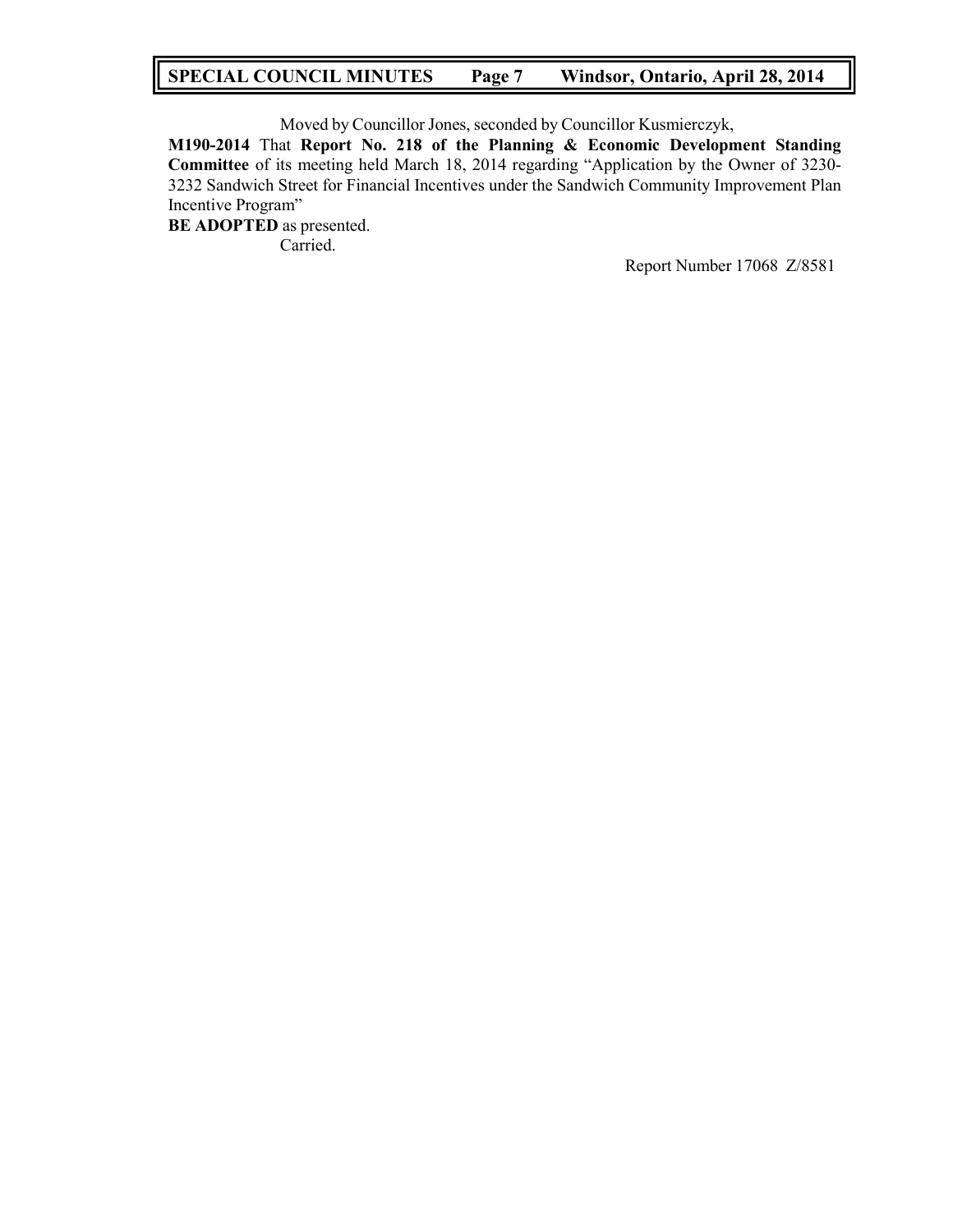Moved by Councillor Jones, seconded by Councillor Kusmierczyk,

**M190-2014** That **Report No. 218 of the Planning & Economic Development Standing Committee** of its meeting held March 18, 2014 regarding "Application by the Owner of 3230-3232 Sandwich Street for Financial Incentives under the Sandwich Community Improvement Plan Incentive Program"

**BE ADOPTED** as presented.

Carried.

Report Number 17068 Z/8581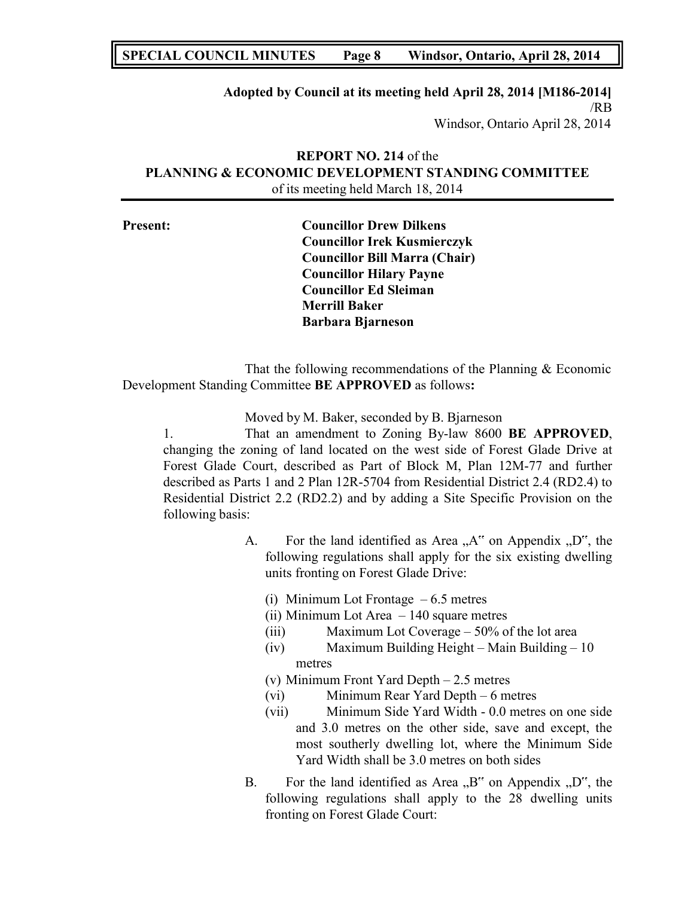**Adopted by Council at its meeting held April 28, 2014 [M186-2014]**
/RB
Windsor, Ontario April 28, 2014

**REPORT NO. 214** of the
**PLANNING & ECONOMIC DEVELOPMENT STANDING COMMITTEE**
of its meeting held March 18, 2014

**Present:**
**Councillor Drew Dilkens**
**Councillor Irek Kusmierczyk**
**Councillor Bill Marra (Chair)**
**Councillor Hilary Payne**
**Councillor Ed Sleiman**
**Merrill Baker**
**Barbara Bjarneson**

That the following recommendations of the Planning & Economic Development Standing Committee **BE APPROVED** as follows**:**

Moved by M. Baker, seconded by B. Bjarneson

1. That an amendment to Zoning By-law 8600 **BE APPROVED**, changing the zoning of land located on the west side of Forest Glade Drive at Forest Glade Court, described as Part of Block M, Plan 12M-77 and further described as Parts 1 and 2 Plan 12R-5704 from Residential District 2.4 (RD2.4) to Residential District 2.2 (RD2.2) and by adding a Site Specific Provision on the following basis:

   A. For the land identified as Area „A" on Appendix „D", the following regulations shall apply for the six existing dwelling units fronting on Forest Glade Drive:

      (i) Minimum Lot Frontage – 6.5 metres
      (ii) Minimum Lot Area – 140 square metres
      (iii) Maximum Lot Coverage – 50% of the lot area
      (iv) Maximum Building Height – Main Building – 10 metres
      (v) Minimum Front Yard Depth – 2.5 metres
      (vi) Minimum Rear Yard Depth – 6 metres
      (vii) Minimum Side Yard Width - 0.0 metres on one side and 3.0 metres on the other side, save and except, the most southerly dwelling lot, where the Minimum Side Yard Width shall be 3.0 metres on both sides

   B. For the land identified as Area „B" on Appendix „D", the following regulations shall apply to the 28 dwelling units fronting on Forest Glade Court: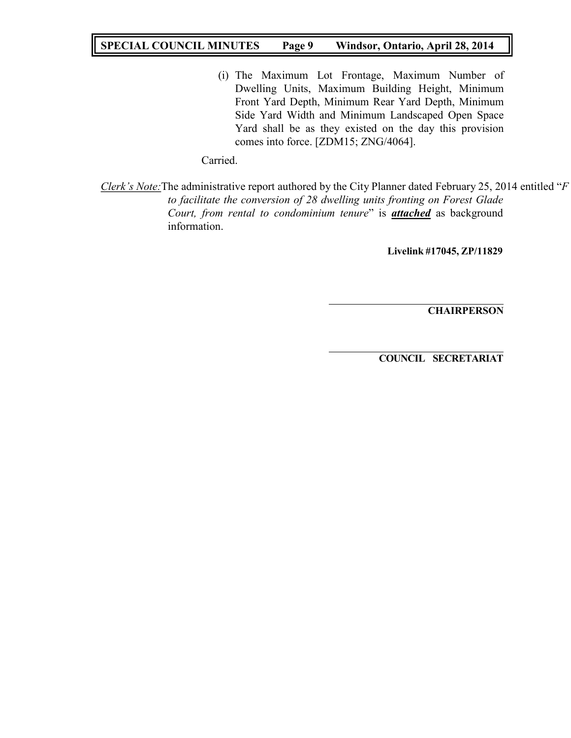(i) The Maximum Lot Frontage, Maximum Number of Dwelling Units, Maximum Building Height, Minimum Front Yard Depth, Minimum Rear Yard Depth, Minimum Side Yard Width and Minimum Landscaped Open Space Yard shall be as they existed on the day this provision comes into force. [ZDM15; ZNG/4064].

Carried.

Clerk's Note: The administrative report authored by the City Planner dated February 25, 2014 entitled "*F to facilitate the conversion of 28 dwelling units fronting on Forest Glade Court, from rental to condominium tenure*" is ***attached*** as background information.

**Livelink #17045, ZP/11829**

______________________________
**CHAIRPERSON**

______________________________
**COUNCIL SECRETARIAT**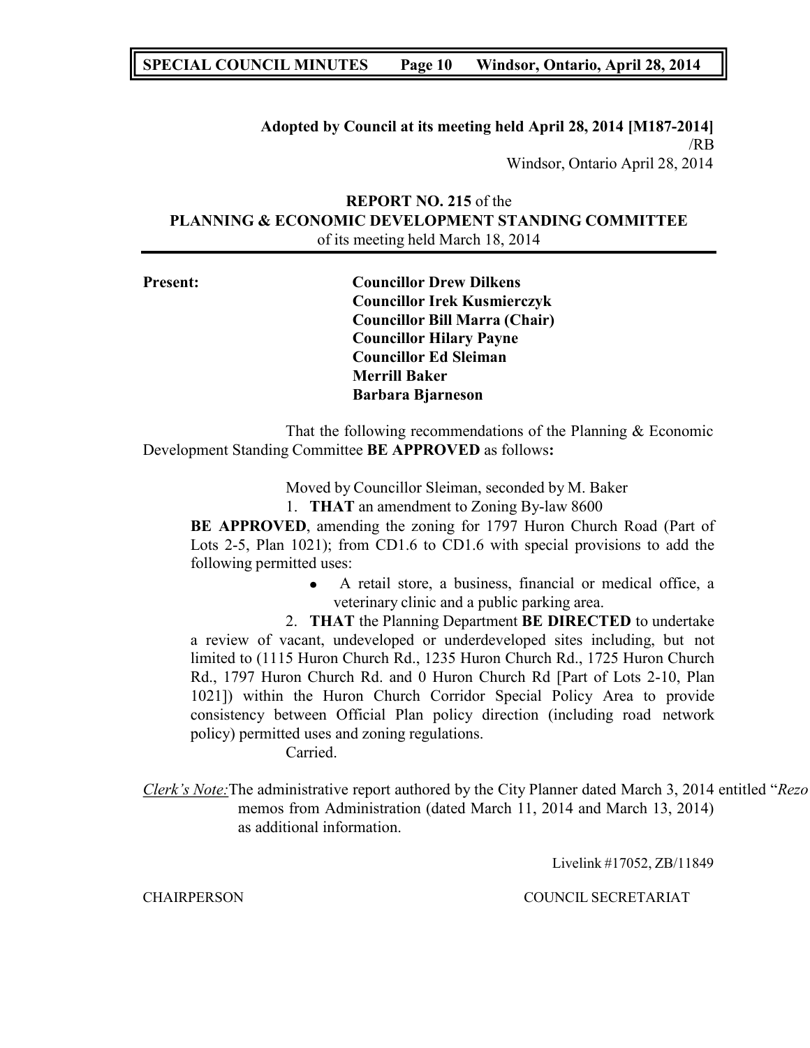**Adopted by Council at its meeting held April 28, 2014 [M187-2014]**
/RB
Windsor, Ontario April 28, 2014

**REPORT NO. 215** of the
**PLANNING & ECONOMIC DEVELOPMENT STANDING COMMITTEE**
of its meeting held March 18, 2014

**Present:**

**Councillor Drew Dilkens**
**Councillor Irek Kusmierczyk**
**Councillor Bill Marra (Chair)**
**Councillor Hilary Payne**
**Councillor Ed Sleiman**
**Merrill Baker**
**Barbara Bjarneson**

That the following recommendations of the Planning & Economic Development Standing Committee **BE APPROVED** as follows**:**

Moved by Councillor Sleiman, seconded by M. Baker

1. **THAT** an amendment to Zoning By-law 8600 **BE APPROVED**, amending the zoning for 1797 Huron Church Road (Part of Lots 2-5, Plan 1021); from CD1.6 to CD1.6 with special provisions to add the following permitted uses:
   - A retail store, a business, financial or medical office, a veterinary clinic and a public parking area.
2. **THAT** the Planning Department **BE DIRECTED** to undertake a review of vacant, undeveloped or underdeveloped sites including, but not limited to (1115 Huron Church Rd., 1235 Huron Church Rd., 1725 Huron Church Rd., 1797 Huron Church Rd. and 0 Huron Church Rd [Part of Lots 2-10, Plan 1021]) within the Huron Church Corridor Special Policy Area to provide consistency between Official Plan policy direction (including road network policy) permitted uses and zoning regulations.

Carried.

*Clerk's Note:* The administrative report authored by the City Planner dated March 3, 2014 entitled "*Rezo* memos from Administration (dated March 11, 2014 and March 13, 2014) as additional information.

Livelink #17052, ZB/11849

CHAIRPERSON　　　　　　　　　　COUNCIL SECRETARIAT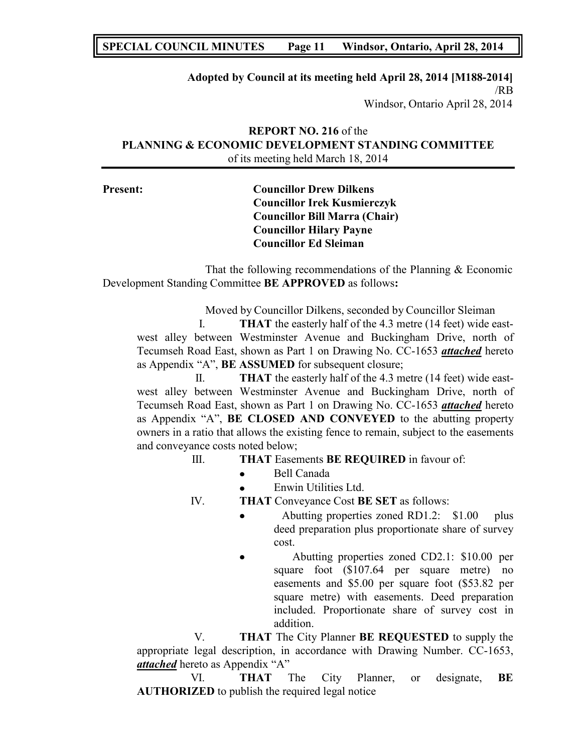**Adopted by Council at its meeting held April 28, 2014 [M188-2014]**
/RB
Windsor, Ontario April 28, 2014

**REPORT NO. 216** of the
**PLANNING & ECONOMIC DEVELOPMENT STANDING COMMITTEE**
of its meeting held March 18, 2014

**Present:** **Councillor Drew Dilkens**
**Councillor Irek Kusmierczyk**
**Councillor Bill Marra (Chair)**
**Councillor Hilary Payne**
**Councillor Ed Sleiman**

That the following recommendations of the Planning & Economic Development Standing Committee **BE APPROVED** as follows**:**

Moved by Councillor Dilkens, seconded by Councillor Sleiman

I. **THAT** the easterly half of the 4.3 metre (14 feet) wide east-west alley between Westminster Avenue and Buckingham Drive, north of Tecumseh Road East, shown as Part 1 on Drawing No. CC-1653 ***attached*** hereto as Appendix "A", **BE ASSUMED** for subsequent closure;

II. **THAT** the easterly half of the 4.3 metre (14 feet) wide east-west alley between Westminster Avenue and Buckingham Drive, north of Tecumseh Road East, shown as Part 1 on Drawing No. CC-1653 ***attached*** hereto as Appendix "A", **BE CLOSED AND CONVEYED** to the abutting property owners in a ratio that allows the existing fence to remain, subject to the easements and conveyance costs noted below;

III. **THAT** Easements **BE REQUIRED** in favour of:
- Bell Canada
- Enwin Utilities Ltd.

IV. **THAT** Conveyance Cost **BE SET** as follows:
- Abutting properties zoned RD1.2: $1.00 plus deed preparation plus proportionate share of survey cost.
- Abutting properties zoned CD2.1: $10.00 per square foot ($107.64 per square metre) no easements and $5.00 per square foot ($53.82 per square metre) with easements. Deed preparation included. Proportionate share of survey cost in addition.

V. **THAT** The City Planner **BE REQUESTED** to supply the appropriate legal description, in accordance with Drawing Number. CC-1653, ***attached*** hereto as Appendix "A"

VI. **THAT** The City Planner, or designate, **BE AUTHORIZED** to publish the required legal notice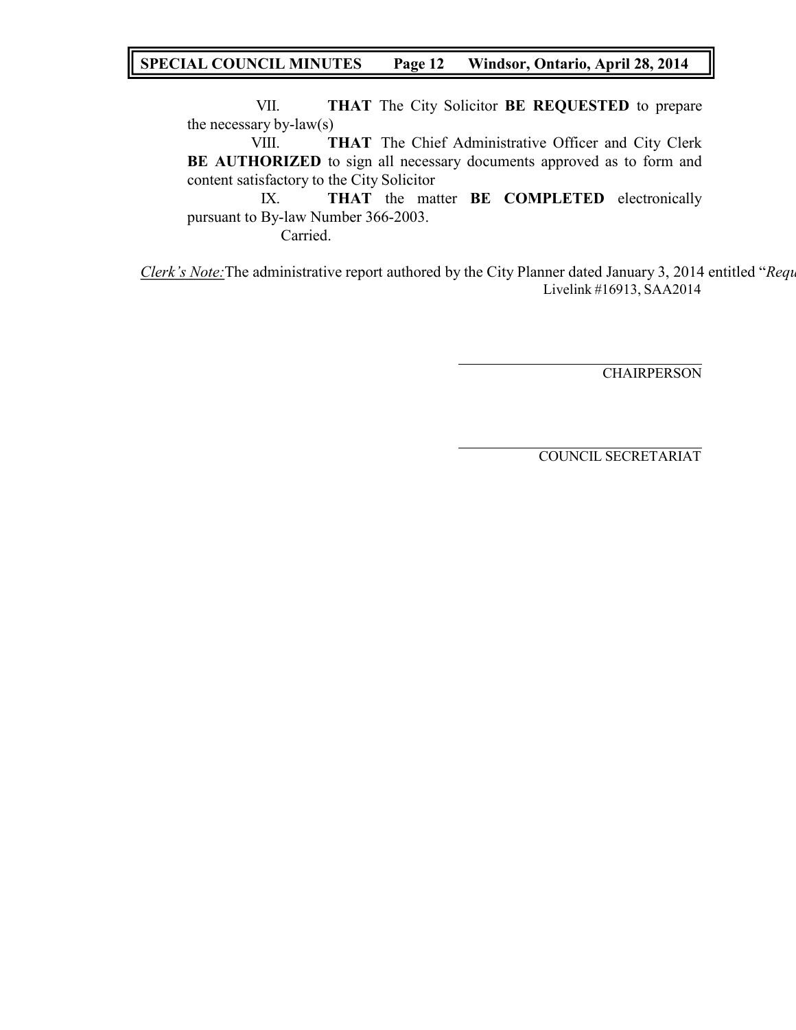VII. **THAT** The City Solicitor **BE REQUESTED** to prepare the necessary by-law(s)

VIII. **THAT** The Chief Administrative Officer and City Clerk **BE AUTHORIZED** to sign all necessary documents approved as to form and content satisfactory to the City Solicitor

IX. **THAT** the matter **BE COMPLETED** electronically pursuant to By-law Number 366-2003.

Carried.

_Clerk's Note:_ The administrative report authored by the City Planner dated January 3, 2014 entitled "*Requ*

Livelink #16913, SAA2014

CHAIRPERSON

COUNCIL SECRETARIAT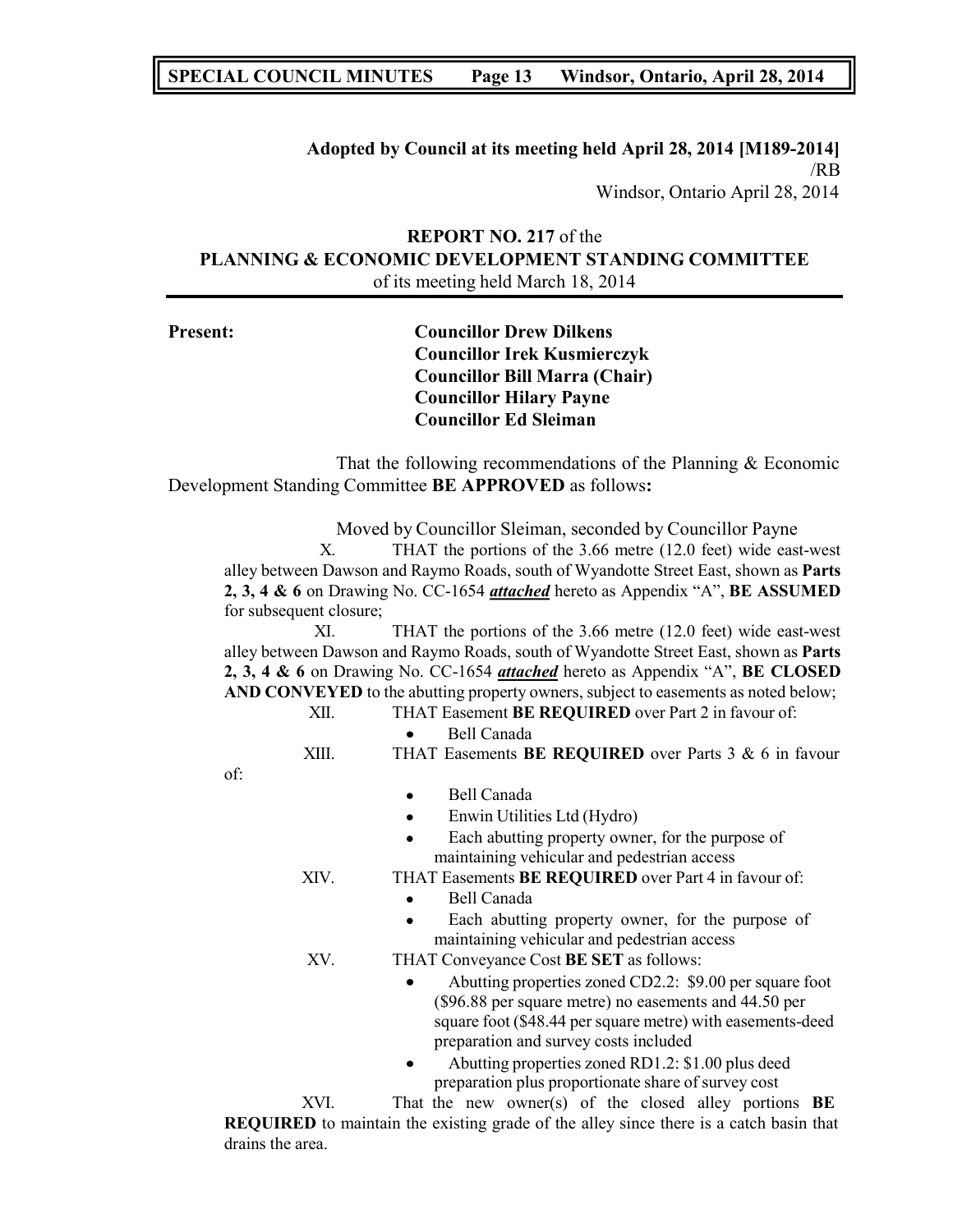**Adopted by Council at its meeting held April 28, 2014 [M189-2014]**
/RB
Windsor, Ontario April 28, 2014

**REPORT NO. 217** of the
**PLANNING & ECONOMIC DEVELOPMENT STANDING COMMITTEE**
of its meeting held March 18, 2014

**Present:**

**Councillor Drew Dilkens**
**Councillor Irek Kusmierczyk**
**Councillor Bill Marra (Chair)**
**Councillor Hilary Payne**
**Councillor Ed Sleiman**

That the following recommendations of the Planning & Economic Development Standing Committee **BE APPROVED** as follows**:**

Moved by Councillor Sleiman, seconded by Councillor Payne

X. THAT the portions of the 3.66 metre (12.0 feet) wide east-west alley between Dawson and Raymo Roads, south of Wyandotte Street East, shown as **Parts 2, 3, 4 & 6** on Drawing No. CC-1654 ***attached*** hereto as Appendix "A", **BE ASSUMED** for subsequent closure;

XI. THAT the portions of the 3.66 metre (12.0 feet) wide east-west alley between Dawson and Raymo Roads, south of Wyandotte Street East, shown as **Parts 2, 3, 4 & 6** on Drawing No. CC-1654 ***attached*** hereto as Appendix "A", **BE CLOSED AND CONVEYED** to the abutting property owners, subject to easements as noted below;

XII. THAT Easement **BE REQUIRED** over Part 2 in favour of:

- Bell Canada

XIII. THAT Easements **BE REQUIRED** over Parts 3 & 6 in favour of:

- Bell Canada
- Enwin Utilities Ltd (Hydro)
- Each abutting property owner, for the purpose of maintaining vehicular and pedestrian access

XIV. THAT Easements **BE REQUIRED** over Part 4 in favour of:

- Bell Canada
- Each abutting property owner, for the purpose of maintaining vehicular and pedestrian access

XV. THAT Conveyance Cost **BE SET** as follows:

- Abutting properties zoned CD2.2: $9.00 per square foot ($96.88 per square metre) no easements and 44.50 per square foot ($48.44 per square metre) with easements-deed preparation and survey costs included
- Abutting properties zoned RD1.2: $1.00 plus deed preparation plus proportionate share of survey cost

XVI. That the new owner(s) of the closed alley portions **BE REQUIRED** to maintain the existing grade of the alley since there is a catch basin that drains the area.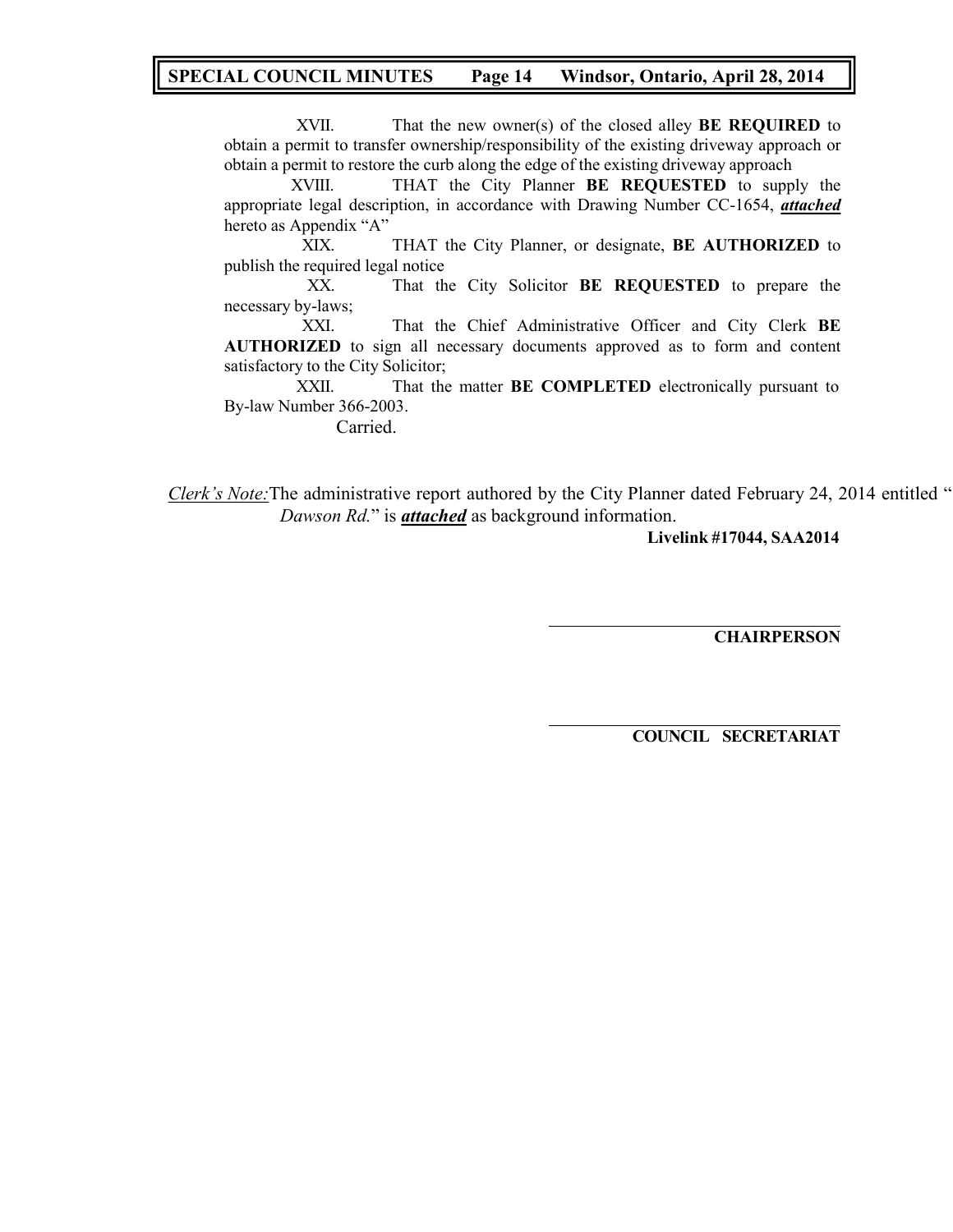XVII. That the new owner(s) of the closed alley **BE REQUIRED** to obtain a permit to transfer ownership/responsibility of the existing driveway approach or obtain a permit to restore the curb along the edge of the existing driveway approach

XVIII. THAT the City Planner **BE REQUESTED** to supply the appropriate legal description, in accordance with Drawing Number CC-1654, ***attached*** hereto as Appendix "A"

XIX. THAT the City Planner, or designate, **BE AUTHORIZED** to publish the required legal notice

XX. That the City Solicitor **BE REQUESTED** to prepare the necessary by-laws;

XXI. That the Chief Administrative Officer and City Clerk **BE AUTHORIZED** to sign all necessary documents approved as to form and content satisfactory to the City Solicitor;

XXII. That the matter **BE COMPLETED** electronically pursuant to By-law Number 366-2003.

Carried.

*Clerk's Note:* The administrative report authored by the City Planner dated February 24, 2014 entitled " *Dawson Rd.*" is ***attached*** as background information.

**Livelink #17044, SAA2014**

**CHAIRPERSON**

**COUNCIL SECRETARIAT**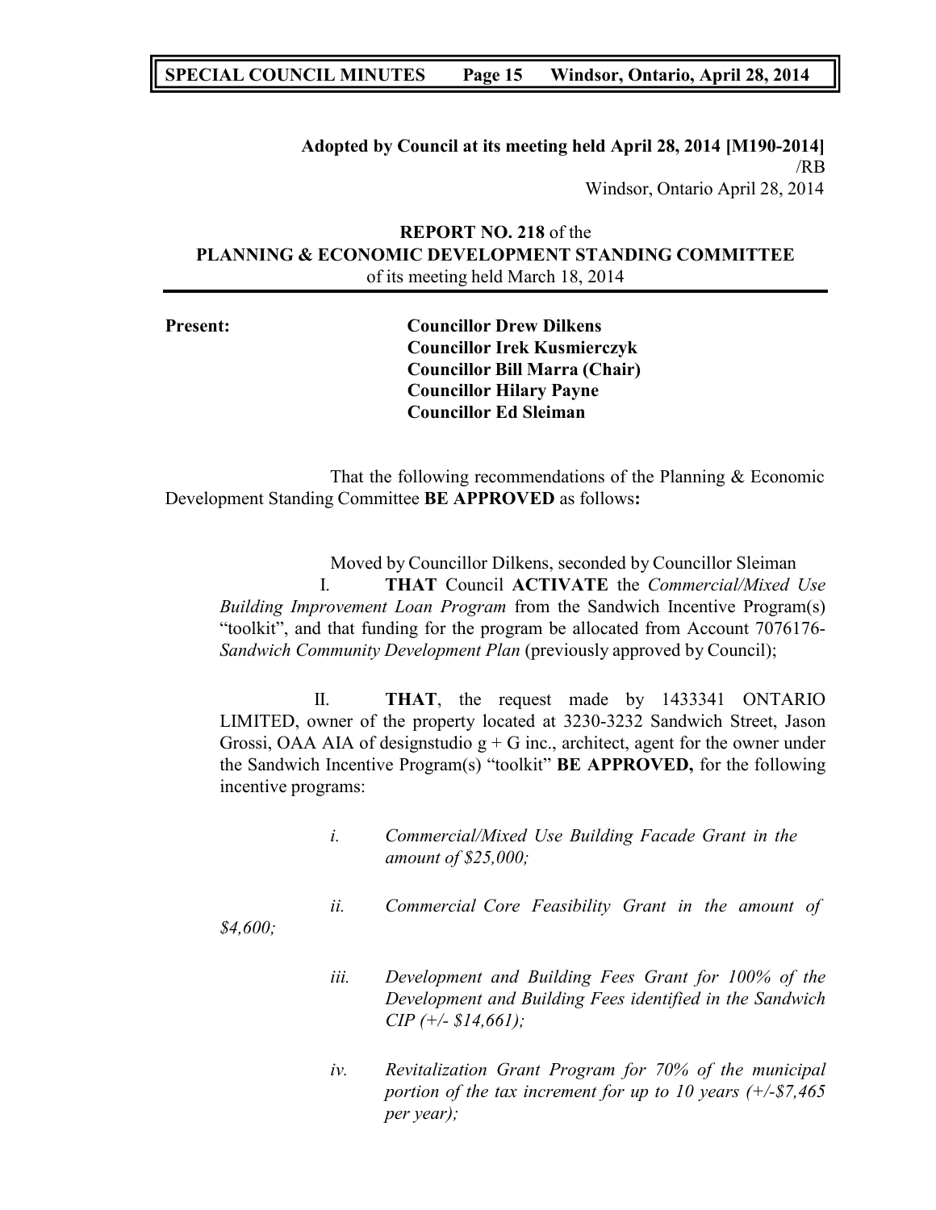**Adopted by Council at its meeting held April 28, 2014 [M190-2014]**
/RB
Windsor, Ontario April 28, 2014

**REPORT NO. 218** of the
**PLANNING & ECONOMIC DEVELOPMENT STANDING COMMITTEE**
of its meeting held March 18, 2014

**Present:**

**Councillor Drew Dilkens**
**Councillor Irek Kusmierczyk**
**Councillor Bill Marra (Chair)**
**Councillor Hilary Payne**
**Councillor Ed Sleiman**

That the following recommendations of the Planning & Economic Development Standing Committee **BE APPROVED** as follows**:**

Moved by Councillor Dilkens, seconded by Councillor Sleiman

I. **THAT** Council **ACTIVATE** the *Commercial/Mixed Use Building Improvement Loan Program* from the Sandwich Incentive Program(s) "toolkit", and that funding for the program be allocated from Account 7076176-*Sandwich Community Development Plan* (previously approved by Council);

II. **THAT**, the request made by 1433341 ONTARIO LIMITED, owner of the property located at 3230-3232 Sandwich Street, Jason Grossi, OAA AIA of designstudio g + G inc., architect, agent for the owner under the Sandwich Incentive Program(s) "toolkit" **BE APPROVED,** for the following incentive programs:

*i. Commercial/Mixed Use Building Facade Grant in the amount of $25,000;*

*ii. Commercial Core Feasibility Grant in the amount of $4,600;*

*iii. Development and Building Fees Grant for 100% of the Development and Building Fees identified in the Sandwich CIP (+/- $14,661);*

*iv. Revitalization Grant Program for 70% of the municipal portion of the tax increment for up to 10 years (+/-$7,465 per year);*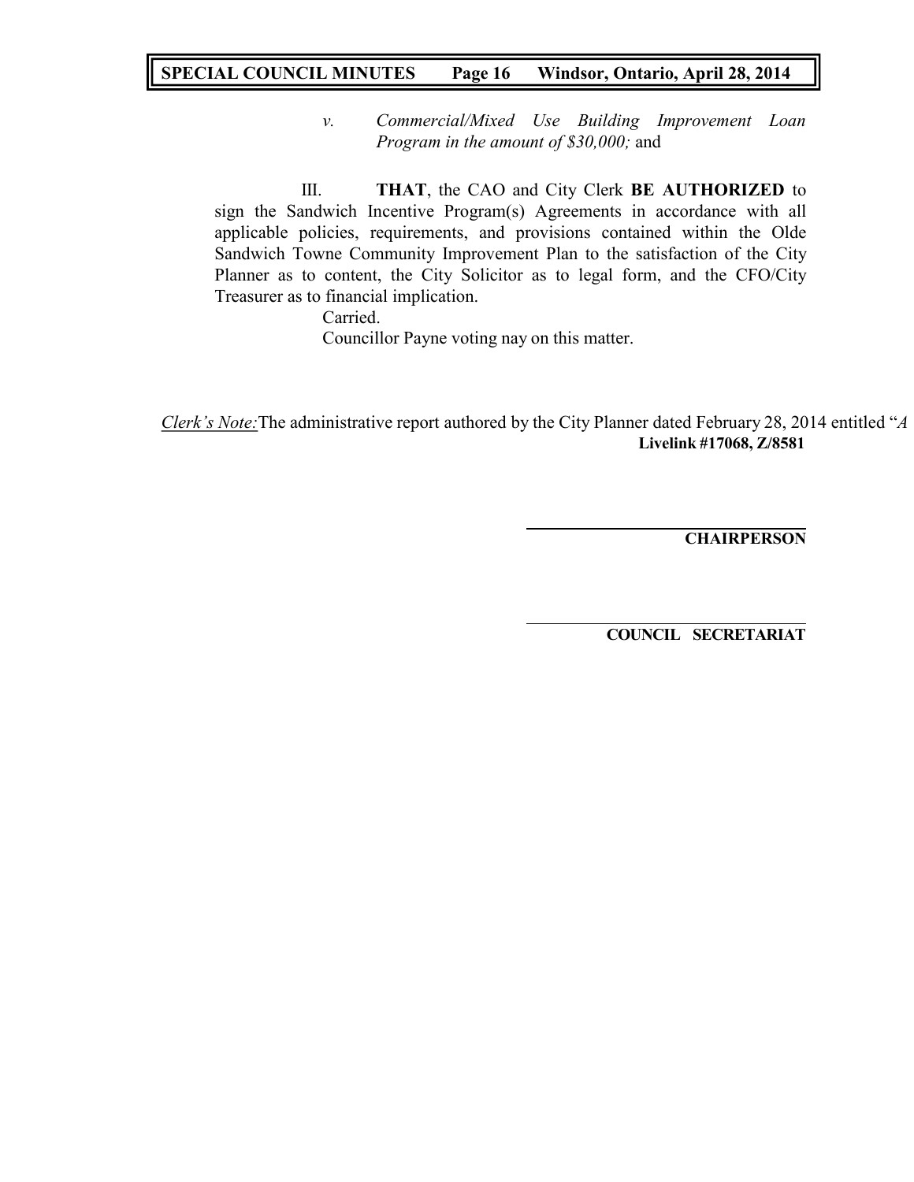*v. Commercial/Mixed Use Building Improvement Loan Program in the amount of $30,000;* and

III. **THAT**, the CAO and City Clerk **BE AUTHORIZED** to sign the Sandwich Incentive Program(s) Agreements in accordance with all applicable policies, requirements, and provisions contained within the Olde Sandwich Towne Community Improvement Plan to the satisfaction of the City Planner as to content, the City Solicitor as to legal form, and the CFO/City Treasurer as to financial implication.

Carried.

Councillor Payne voting nay on this matter.

*Clerk's Note:* The administrative report authored by the City Planner dated February 28, 2014 entitled "*A*

**Livelink #17068, Z/8581**

**CHAIRPERSON**

**COUNCIL SECRETARIAT**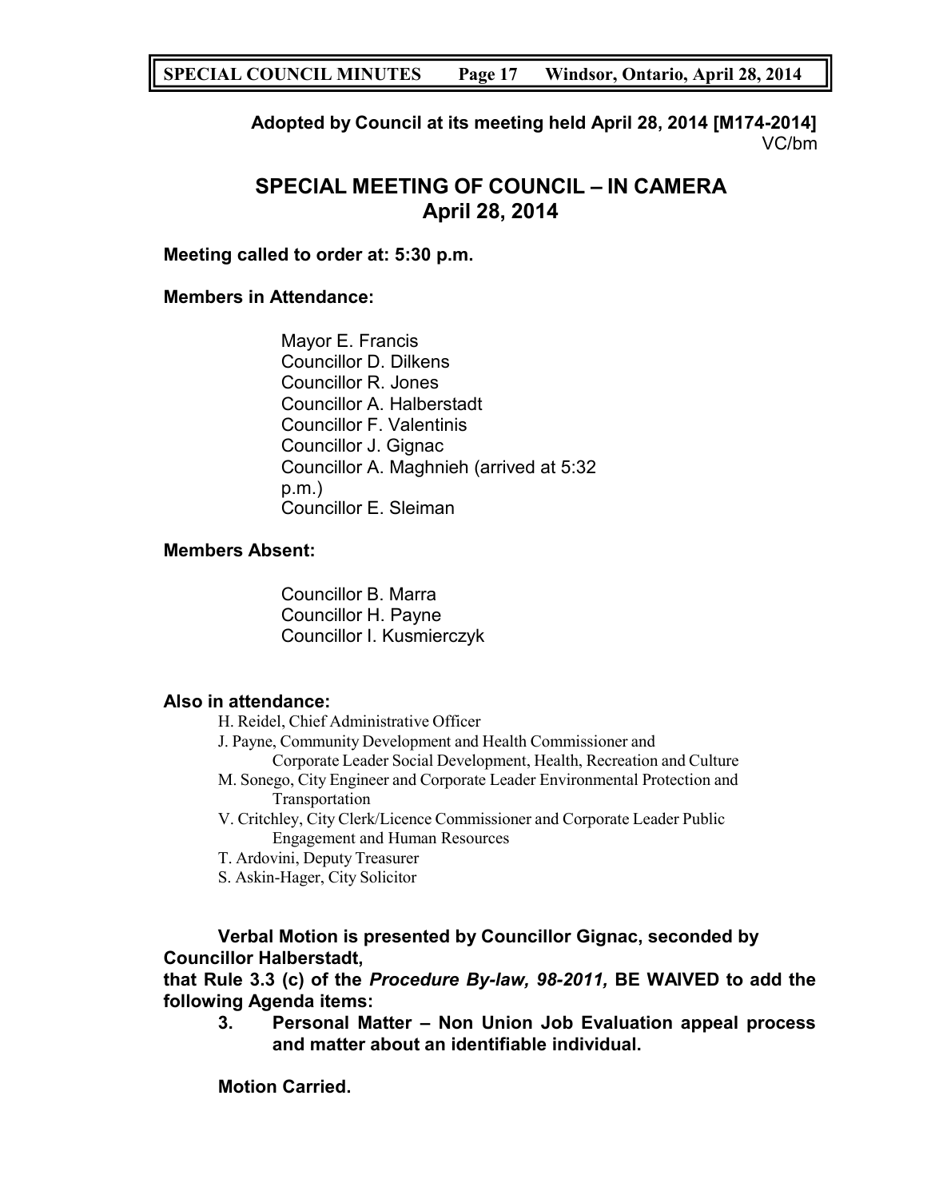**Adopted by Council at its meeting held April 28, 2014 [M174-2014]**
VC/bm

## SPECIAL MEETING OF COUNCIL – IN CAMERA
## April 28, 2014

**Meeting called to order at: 5:30 p.m.**

**Members in Attendance:**

Mayor E. Francis
Councillor D. Dilkens
Councillor R. Jones
Councillor A. Halberstadt
Councillor F. Valentinis
Councillor J. Gignac
Councillor A. Maghnieh (arrived at 5:32 p.m.)
Councillor E. Sleiman

**Members Absent:**

Councillor B. Marra
Councillor H. Payne
Councillor I. Kusmierczyk

**Also in attendance:**

H. Reidel, Chief Administrative Officer
J. Payne, Community Development and Health Commissioner and Corporate Leader Social Development, Health, Recreation and Culture
M. Sonego, City Engineer and Corporate Leader Environmental Protection and Transportation
V. Critchley, City Clerk/Licence Commissioner and Corporate Leader Public Engagement and Human Resources
T. Ardovini, Deputy Treasurer
S. Askin-Hager, City Solicitor

**Verbal Motion is presented by Councillor Gignac, seconded by Councillor Halberstadt,**
**that Rule 3.3 (c) of the *Procedure By-law, 98-2011,* BE WAIVED to add the following Agenda items:**

3. **Personal Matter – Non Union Job Evaluation appeal process and matter about an identifiable individual.**

**Motion Carried.**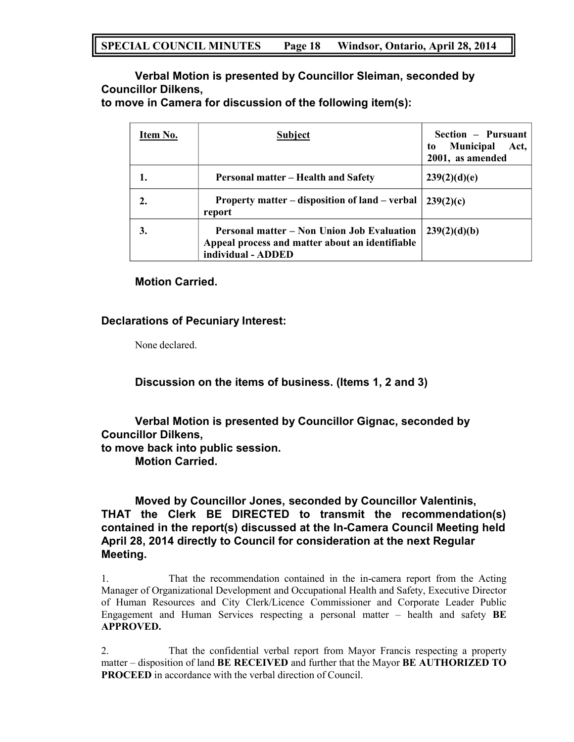**Verbal Motion is presented by Councillor Sleiman, seconded by Councillor Dilkens,**
**to move in Camera for discussion of the following item(s):**

| Item No. | Subject | Section – Pursuant to Municipal Act, 2001, as amended |
|---|---|---|
| **1.** | **Personal matter – Health and Safety** | **239(2)(d)(e)** |
| **2.** | **Property matter – disposition of land – verbal report** | **239(2)(c)** |
| **3.** | **Personal matter – Non Union Job Evaluation Appeal process and matter about an identifiable individual - ADDED** | **239(2)(d)(b)** |

**Motion Carried.**

**Declarations of Pecuniary Interest:**

None declared.

**Discussion on the items of business. (Items 1, 2 and 3)**

**Verbal Motion is presented by Councillor Gignac, seconded by Councillor Dilkens,**
**to move back into public session.**
**Motion Carried.**

**Moved by Councillor Jones, seconded by Councillor Valentinis, THAT the Clerk BE DIRECTED to transmit the recommendation(s) contained in the report(s) discussed at the In-Camera Council Meeting held April 28, 2014 directly to Council for consideration at the next Regular Meeting.**

1. That the recommendation contained in the in-camera report from the Acting Manager of Organizational Development and Occupational Health and Safety, Executive Director of Human Resources and City Clerk/Licence Commissioner and Corporate Leader Public Engagement and Human Services respecting a personal matter – health and safety **BE APPROVED.**

2. That the confidential verbal report from Mayor Francis respecting a property matter – disposition of land **BE RECEIVED** and further that the Mayor **BE AUTHORIZED TO PROCEED** in accordance with the verbal direction of Council.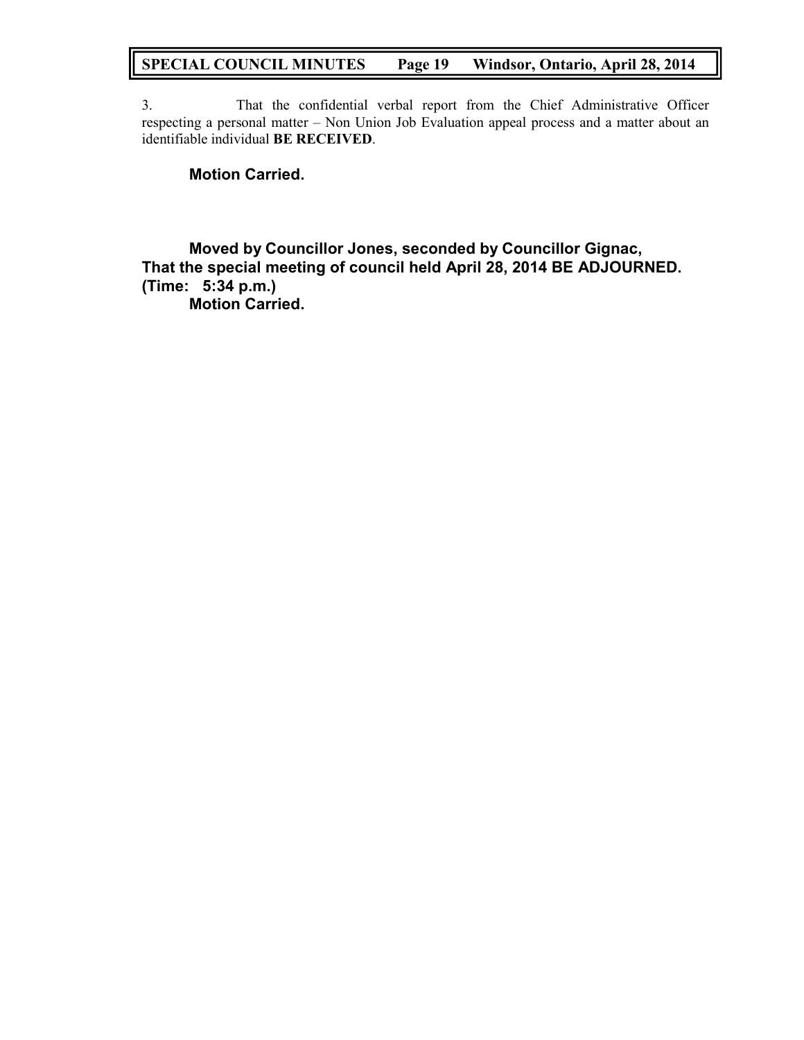3. That the confidential verbal report from the Chief Administrative Officer respecting a personal matter – Non Union Job Evaluation appeal process and a matter about an identifiable individual **BE RECEIVED**.

**Motion Carried.**

**Moved by Councillor Jones, seconded by Councillor Gignac,**
**That the special meeting of council held April 28, 2014 BE ADJOURNED.**
**(Time: 5:34 p.m.)**
**Motion Carried.**